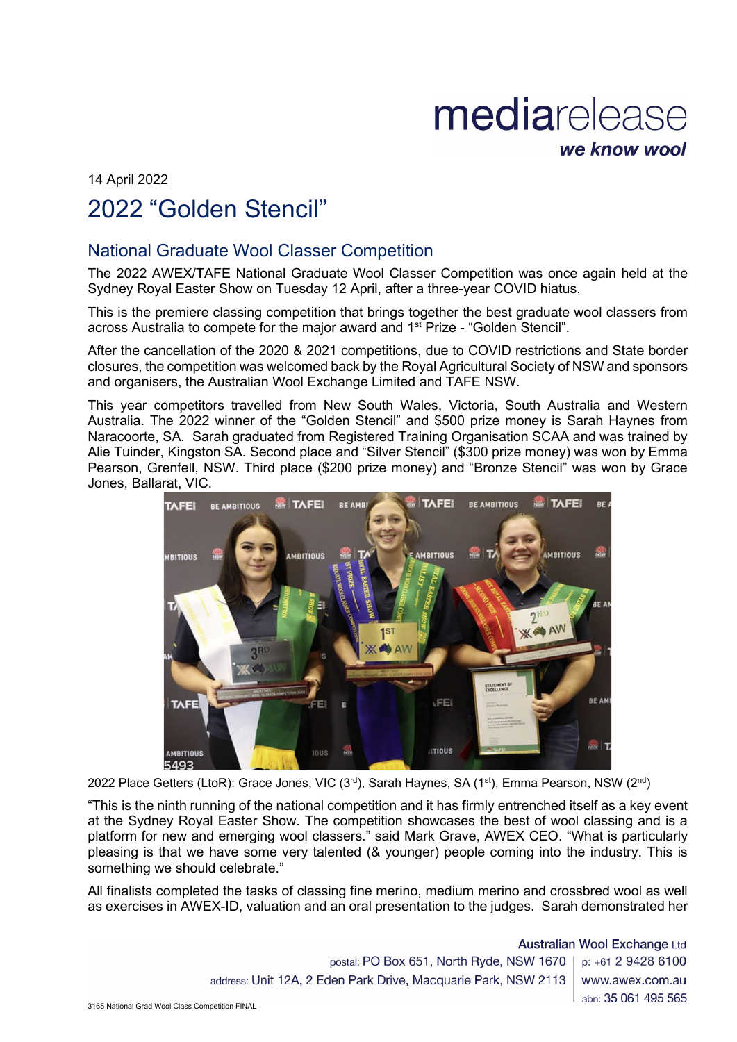mediarelease

*we know wool*

14 April 2022

# 2022 "Golden Stencil"

## National Graduate Wool Classer Competition

The 2022 AWEX/TAFE National Graduate Wool Classer Competition was once again held at the Sydney Royal Easter Show on Tuesday 12 April, after a three-year COVID hiatus.

This is the premiere classing competition that brings together the best graduate wool classers from across Australia to compete for the major award and 1st Prize - "Golden Stencil".

After the cancellation of the 2020 & 2021 competitions, due to COVID restrictions and State border closures, the competition was welcomed back by the Royal Agricultural Society of NSW and sponsors and organisers, the Australian Wool Exchange Limited and TAFE NSW.

This year competitors travelled from New South Wales, Victoria, South Australia and Western Australia. The 2022 winner of the "Golden Stencil" and $500 prize money is Sarah Haynes from Naracoorte, SA. Sarah graduated from Registered Training Organisation SCAA and was trained by Alie Tuinder, Kingston SA. Second place and "Silver Stencil" ($300 prize money) was won by Emma Pearson, Grenfell, NSW. Third place ($200 prize money) and "Bronze Stencil" was won by Grace Jones, Ballarat, VIC.

2022 Place Getters (LtoR): Grace Jones, VIC (3rd), Sarah Haynes, SA (1st), Emma Pearson, NSW (2nd)

"This is the ninth running of the national competition and it has firmly entrenched itself as a key event at the Sydney Royal Easter Show. The competition showcases the best of wool classing and is a platform for new and emerging wool classers." said Mark Grave, AWEX CEO. "What is particularly pleasing is that we have some very talented (& younger) people coming into the industry. This is something we should celebrate."

All finalists completed the tasks of classing fine merino, medium merino and crossbred wool as well as exercises in AWEX-ID, valuation and an oral presentation to the judges. Sarah demonstrated her

Australian Wool Exchange Ltd

postal: PO Box 651, North Ryde, NSW 1670 | p: +61 2 9428 6100

address: Unit 12A, 2 Eden Park Drive, Macquarie Park, NSW 2113 | www.awex.com.au

abn: 35 061 495 565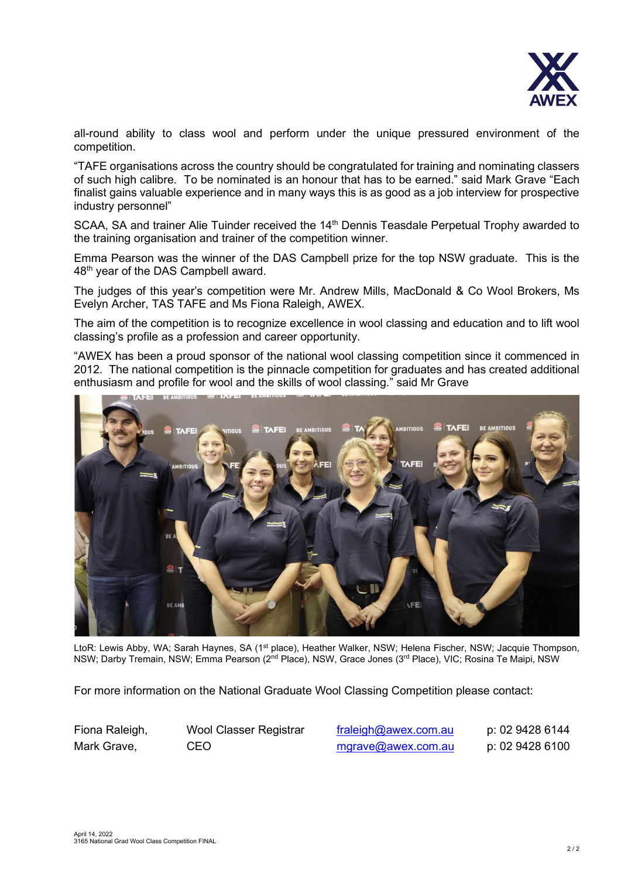all-round ability to class wool and perform under the unique pressured environment of the competition.

"TAFE organisations across the country should be congratulated for training and nominating classers of such high calibre. To be nominated is an honour that has to be earned." said Mark Grave "Each finalist gains valuable experience and in many ways this is as good as a job interview for prospective industry personnel"

SCAA, SA and trainer Alie Tuinder received the 14th Dennis Teasdale Perpetual Trophy awarded to the training organisation and trainer of the competition winner.

Emma Pearson was the winner of the DAS Campbell prize for the top NSW graduate. This is the 48th year of the DAS Campbell award.

The judges of this year's competition were Mr. Andrew Mills, MacDonald & Co Wool Brokers, Ms Evelyn Archer, TAS TAFE and Ms Fiona Raleigh, AWEX.

The aim of the competition is to recognize excellence in wool classing and education and to lift wool classing's profile as a profession and career opportunity.

"AWEX has been a proud sponsor of the national wool classing competition since it commenced in 2012. The national competition is the pinnacle competition for graduates and has created additional enthusiasm and profile for wool and the skills of wool classing." said Mr Grave

LtoR: Lewis Abby, WA; Sarah Haynes, SA (1st place), Heather Walker, NSW; Helena Fischer, NSW; Jacquie Thompson, NSW; Darby Tremain, NSW; Emma Pearson (2nd Place), NSW, Grace Jones (3rd Place), VIC; Rosina Te Maipi, NSW

For more information on the National Graduate Wool Classing Competition please contact:

| | | | |
|---|---|---|---|
| Fiona Raleigh, | Wool Classer Registrar | fraleigh@awex.com.au | p: 02 9428 6144 |
| Mark Grave, | CEO | mgrave@awex.com.au | p: 02 9428 6100 |

April 14, 2022
3165 National Grad Wool Class Competition FINAL